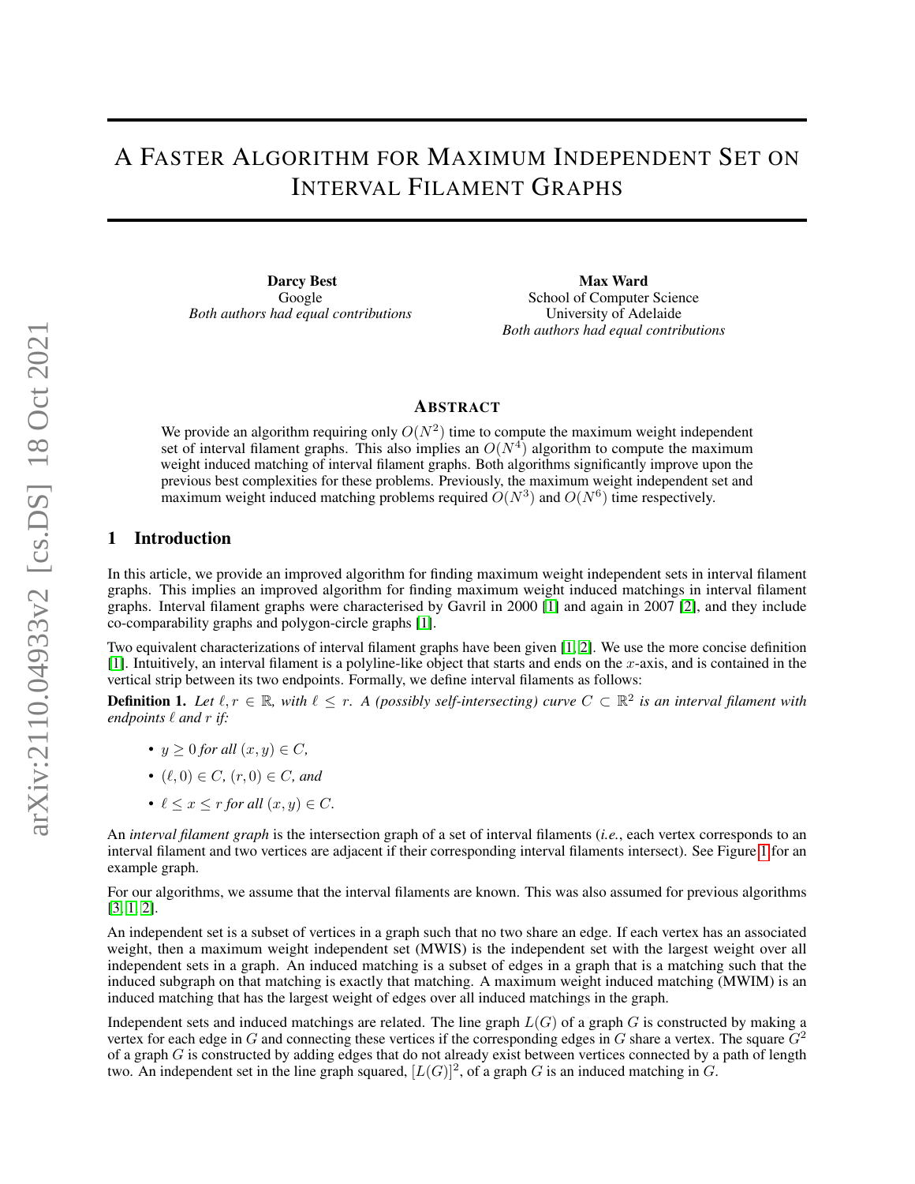# A Faster Algorithm for Maximum Independent Set on Interval Filament Graphs

**Darcy Best**
Google
*Both authors had equal contributions*

**Max Ward**
School of Computer Science
University of Adelaide
*Both authors had equal contributions*

## Abstract

We provide an algorithm requiring only $O(N^2)$ time to compute the maximum weight independent set of interval filament graphs. This also implies an $O(N^4)$ algorithm to compute the maximum weight induced matching of interval filament graphs. Both algorithms significantly improve upon the previous best complexities for these problems. Previously, the maximum weight independent set and maximum weight induced matching problems required $O(N^3)$ and $O(N^6)$ time respectively.

## 1 Introduction

In this article, we provide an improved algorithm for finding maximum weight independent sets in interval filament graphs. This implies an improved algorithm for finding maximum weight induced matchings in interval filament graphs. Interval filament graphs were characterised by Gavril in 2000 [1] and again in 2007 [2], and they include co-comparability graphs and polygon-circle graphs [1].

Two equivalent characterizations of interval filament graphs have been given [1, 2]. We use the more concise definition [1]. Intuitively, an interval filament is a polyline-like object that starts and ends on the $x$-axis, and is contained in the vertical strip between its two endpoints. Formally, we define interval filaments as follows:

**Definition 1.** *Let $\ell, r \in \mathbb{R}$, with $\ell \leq r$. A (possibly self-intersecting) curve $C \subset \mathbb{R}^2$ is an interval filament with endpoints $\ell$ and $r$ if:*

- $y \geq 0$ *for all* $(x, y) \in C$,
- $(\ell, 0) \in C$, $(r, 0) \in C$, *and*
- $\ell \leq x \leq r$ *for all* $(x, y) \in C$.

An *interval filament graph* is the intersection graph of a set of interval filaments (*i.e.*, each vertex corresponds to an interval filament and two vertices are adjacent if their corresponding interval filaments intersect). See Figure 1 for an example graph.

For our algorithms, we assume that the interval filaments are known. This was also assumed for previous algorithms [3, 1, 2].

An independent set is a subset of vertices in a graph such that no two share an edge. If each vertex has an associated weight, then a maximum weight independent set (MWIS) is the independent set with the largest weight over all independent sets in a graph. An induced matching is a subset of edges in a graph that is a matching such that the induced subgraph on that matching is exactly that matching. A maximum weight induced matching (MWIM) is an induced matching that has the largest weight of edges over all induced matchings in the graph.

Independent sets and induced matchings are related. The line graph $L(G)$ of a graph $G$ is constructed by making a vertex for each edge in $G$ and connecting these vertices if the corresponding edges in $G$ share a vertex. The square $G^2$ of a graph $G$ is constructed by adding edges that do not already exist between vertices connected by a path of length two. An independent set in the line graph squared, $[L(G)]^2$, of a graph $G$ is an induced matching in $G$.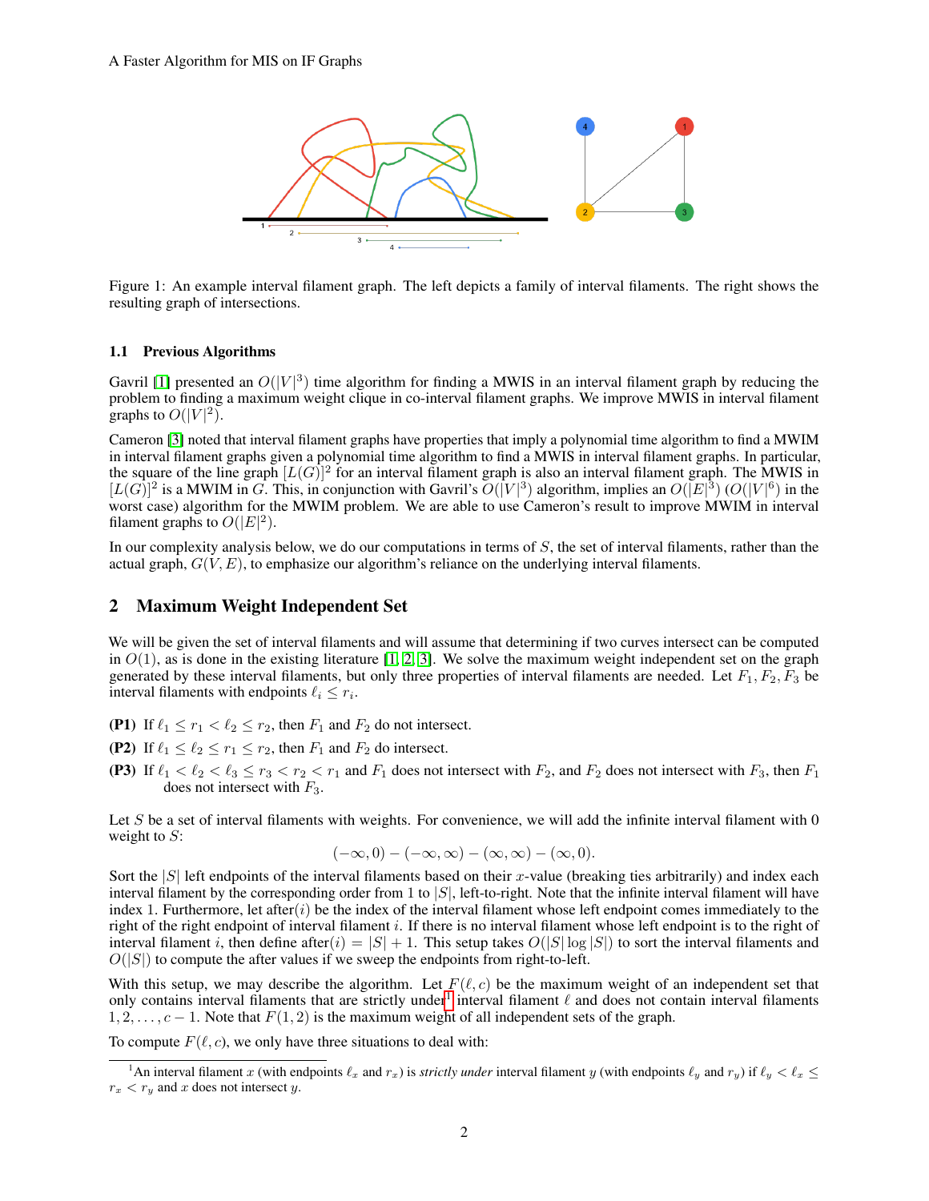Figure 1: An example interval filament graph. The left depicts a family of interval filaments. The right shows the resulting graph of intersections.

### 1.1 Previous Algorithms

Gavril [1] presented an $O(|V|^3)$ time algorithm for finding a MWIS in an interval filament graph by reducing the problem to finding a maximum weight clique in co-interval filament graphs. We improve MWIS in interval filament graphs to $O(|V|^2)$.

Cameron [3] noted that interval filament graphs have properties that imply a polynomial time algorithm to find a MWIM in interval filament graphs given a polynomial time algorithm to find a MWIS in interval filament graphs. In particular, the square of the line graph $[L(G)]^2$ for an interval filament graph is also an interval filament graph. The MWIS in $[L(G)]^2$ is a MWIM in $G$. This, in conjunction with Gavril's $O(|V|^3)$ algorithm, implies an $O(|E|^3)$ ($O(|V|^6)$ in the worst case) algorithm for the MWIM problem. We are able to use Cameron's result to improve MWIM in interval filament graphs to $O(|E|^2)$.

In our complexity analysis below, we do our computations in terms of $S$, the set of interval filaments, rather than the actual graph, $G(V, E)$, to emphasize our algorithm's reliance on the underlying interval filaments.

## 2 Maximum Weight Independent Set

We will be given the set of interval filaments and will assume that determining if two curves intersect can be computed in $O(1)$, as is done in the existing literature [1, 2, 3]. We solve the maximum weight independent set on the graph generated by these interval filaments, but only three properties of interval filaments are needed. Let $F_1, F_2, F_3$ be interval filaments with endpoints $\ell_i \leq r_i$.

**(P1)** If $\ell_1 \leq r_1 < \ell_2 \leq r_2$, then $F_1$ and $F_2$ do not intersect.

**(P2)** If $\ell_1 \leq \ell_2 \leq r_1 \leq r_2$, then $F_1$ and $F_2$ do intersect.

**(P3)** If $\ell_1 < \ell_2 < \ell_3 \leq r_3 < r_2 < r_1$ and $F_1$ does not intersect with $F_2$, and $F_2$ does not intersect with $F_3$, then $F_1$ does not intersect with $F_3$.

Let $S$ be a set of interval filaments with weights. For convenience, we will add the infinite interval filament with 0 weight to $S$:

$$(-\infty, 0) - (-\infty, \infty) - (\infty, \infty) - (\infty, 0).$$

Sort the $|S|$ left endpoints of the interval filaments based on their $x$-value (breaking ties arbitrarily) and index each interval filament by the corresponding order from 1 to $|S|$, left-to-right. Note that the infinite interval filament will have index 1. Furthermore, let after$(i)$ be the index of the interval filament whose left endpoint comes immediately to the right of the right endpoint of interval filament $i$. If there is no interval filament whose left endpoint is to the right of interval filament $i$, then define after$(i) = |S| + 1$. This setup takes $O(|S| \log |S|)$ to sort the interval filaments and $O(|S|)$ to compute the after values if we sweep the endpoints from right-to-left.

With this setup, we may describe the algorithm. Let $F(\ell, c)$ be the maximum weight of an independent set that only contains interval filaments that are strictly under[1] interval filament $\ell$ and does not contain interval filaments $1, 2, \ldots, c - 1$. Note that $F(1, 2)$ is the maximum weight of all independent sets of the graph.

To compute $F(\ell, c)$, we only have three situations to deal with:

[1] An interval filament $x$ (with endpoints $\ell_x$ and $r_x$) is *strictly under* interval filament $y$ (with endpoints $\ell_y$ and $r_y$) if $\ell_y < \ell_x \leq r_x < r_y$ and $x$ does not intersect $y$.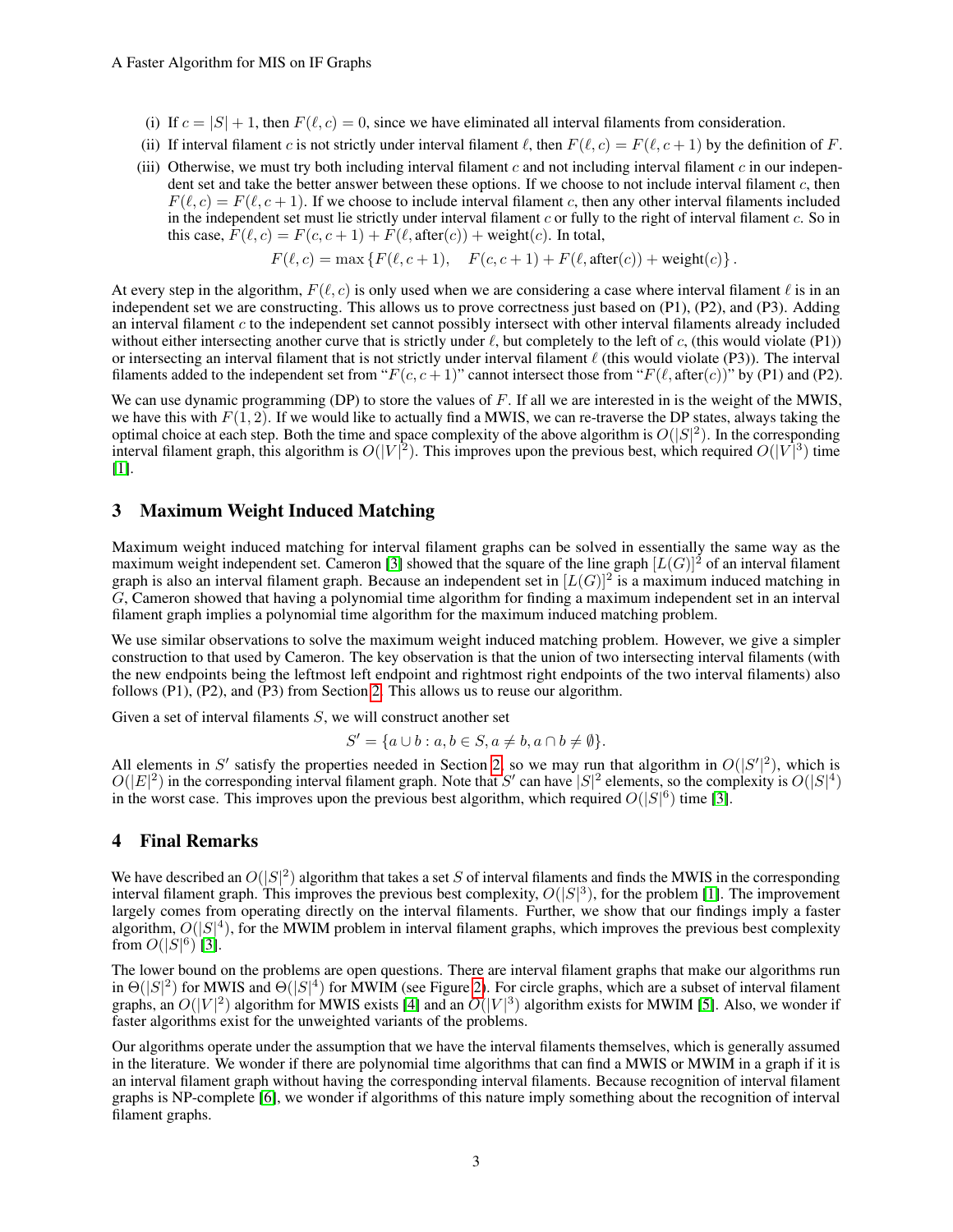(i) If $c = |S| + 1$, then $F(\ell, c) = 0$, since we have eliminated all interval filaments from consideration.

(ii) If interval filament $c$ is not strictly under interval filament $\ell$, then $F(\ell, c) = F(\ell, c + 1)$ by the definition of $F$.

(iii) Otherwise, we must try both including interval filament $c$ and not including interval filament $c$ in our independent set and take the better answer between these options. If we choose to not include interval filament $c$, then $F(\ell, c) = F(\ell, c + 1)$. If we choose to include interval filament $c$, then any other interval filaments included in the independent set must lie strictly under interval filament $c$ or fully to the right of interval filament $c$. So in this case, $F(\ell, c) = F(c, c + 1) + F(\ell, \text{after}(c)) + \text{weight}(c)$. In total,

$$F(\ell, c) = \max \{F(\ell, c + 1), \quad F(c, c + 1) + F(\ell, \text{after}(c)) + \text{weight}(c)\}.$$

At every step in the algorithm, $F(\ell, c)$ is only used when we are considering a case where interval filament $\ell$ is in an independent set we are constructing. This allows us to prove correctness just based on (P1), (P2), and (P3). Adding an interval filament $c$ to the independent set cannot possibly intersect with other interval filaments already included without either intersecting another curve that is strictly under $\ell$, but completely to the left of $c$, (this would violate (P1)) or intersecting an interval filament that is not strictly under interval filament $\ell$ (this would violate (P3)). The interval filaments added to the independent set from "$F(c, c + 1)$" cannot intersect those from "$F(\ell, \text{after}(c))$" by (P1) and (P2).

We can use dynamic programming (DP) to store the values of $F$. If all we are interested in is the weight of the MWIS, we have this with $F(1, 2)$. If we would like to actually find a MWIS, we can re-traverse the DP states, always taking the optimal choice at each step. Both the time and space complexity of the above algorithm is $O(|S|^2)$. In the corresponding interval filament graph, this algorithm is $O(|V|^2)$. This improves upon the previous best, which required $O(|V|^3)$ time [1].

## 3 Maximum Weight Induced Matching

Maximum weight induced matching for interval filament graphs can be solved in essentially the same way as the maximum weight independent set. Cameron [3] showed that the square of the line graph $[L(G)]^2$ of an interval filament graph is also an interval filament graph. Because an independent set in $[L(G)]^2$ is a maximum induced matching in $G$, Cameron showed that having a polynomial time algorithm for finding a maximum independent set in an interval filament graph implies a polynomial time algorithm for the maximum induced matching problem.

We use similar observations to solve the maximum weight induced matching problem. However, we give a simpler construction to that used by Cameron. The key observation is that the union of two intersecting interval filaments (with the new endpoints being the leftmost left endpoint and rightmost right endpoints of the two interval filaments) also follows (P1), (P2), and (P3) from Section 2. This allows us to reuse our algorithm.

Given a set of interval filaments $S$, we will construct another set

$$S' = \{a \cup b : a, b \in S, a \neq b, a \cap b \neq \emptyset\}.$$

All elements in $S'$ satisfy the properties needed in Section 2, so we may run that algorithm in $O(|S'|^2)$, which is $O(|E|^2)$ in the corresponding interval filament graph. Note that $S'$ can have $|S|^2$ elements, so the complexity is $O(|S|^4)$ in the worst case. This improves upon the previous best algorithm, which required $O(|S|^6)$ time [3].

## 4 Final Remarks

We have described an $O(|S|^2)$ algorithm that takes a set $S$ of interval filaments and finds the MWIS in the corresponding interval filament graph. This improves the previous best complexity, $O(|S|^3)$, for the problem [1]. The improvement largely comes from operating directly on the interval filaments. Further, we show that our findings imply a faster algorithm, $O(|S|^4)$, for the MWIM problem in interval filament graphs, which improves the previous best complexity from $O(|S|^6)$ [3].

The lower bound on the problems are open questions. There are interval filament graphs that make our algorithms run in $\Theta(|S|^2)$ for MWIS and $\Theta(|S|^4)$ for MWIM (see Figure 2). For circle graphs, which are a subset of interval filament graphs, an $O(|V|^2)$ algorithm for MWIS exists [4] and an $O(|V|^3)$ algorithm exists for MWIM [5]. Also, we wonder if faster algorithms exist for the unweighted variants of the problems.

Our algorithms operate under the assumption that we have the interval filaments themselves, which is generally assumed in the literature. We wonder if there are polynomial time algorithms that can find a MWIS or MWIM in a graph if it is an interval filament graph without having the corresponding interval filaments. Because recognition of interval filament graphs is NP-complete [6], we wonder if algorithms of this nature imply something about the recognition of interval filament graphs.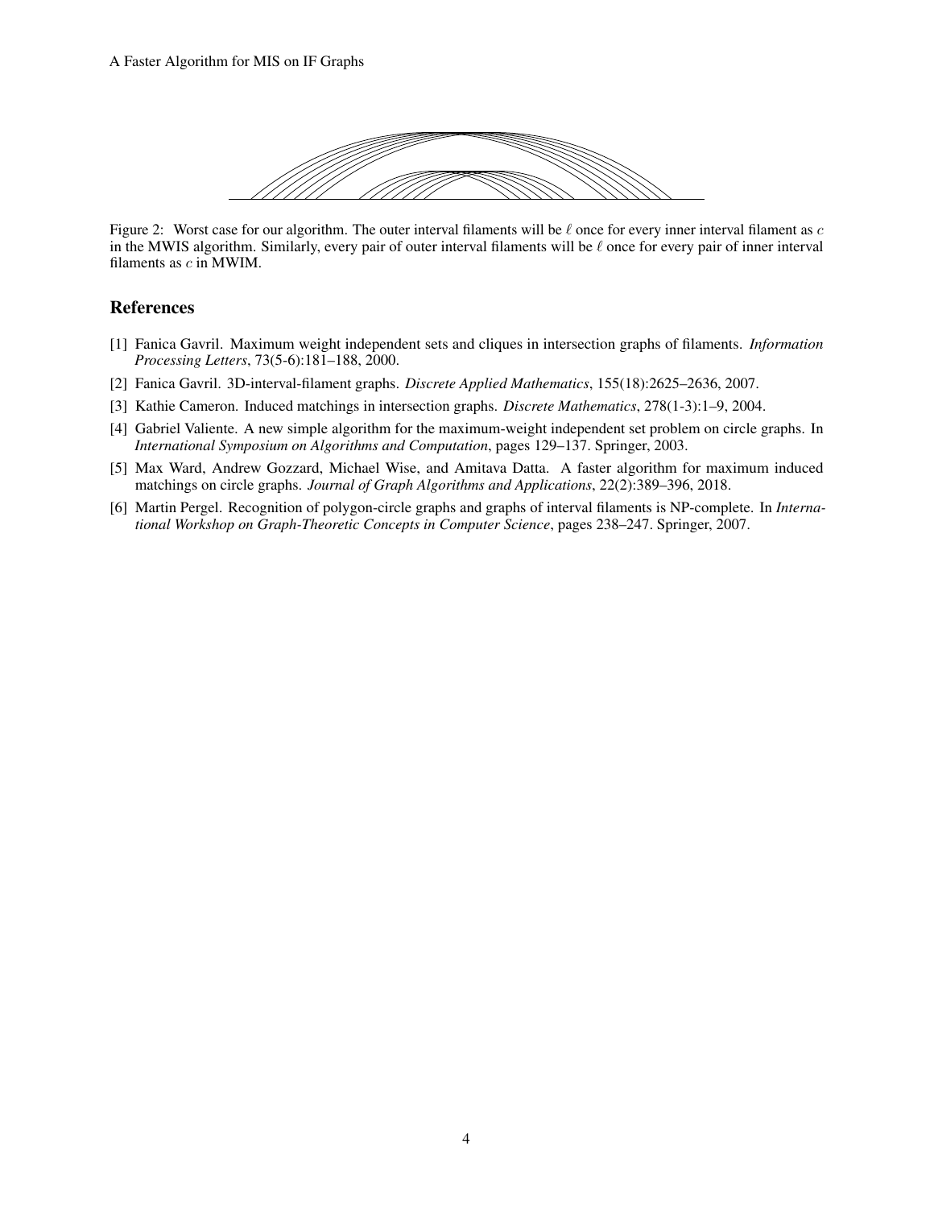Figure 2: Worst case for our algorithm. The outer interval filaments will be $\ell$ once for every inner interval filament as $c$ in the MWIS algorithm. Similarly, every pair of outer interval filaments will be $\ell$ once for every pair of inner interval filaments as $c$ in MWIM.

## References

[1] Fanica Gavril. Maximum weight independent sets and cliques in intersection graphs of filaments. *Information Processing Letters*, 73(5-6):181–188, 2000.

[2] Fanica Gavril. 3D-interval-filament graphs. *Discrete Applied Mathematics*, 155(18):2625–2636, 2007.

[3] Kathie Cameron. Induced matchings in intersection graphs. *Discrete Mathematics*, 278(1-3):1–9, 2004.

[4] Gabriel Valiente. A new simple algorithm for the maximum-weight independent set problem on circle graphs. In *International Symposium on Algorithms and Computation*, pages 129–137. Springer, 2003.

[5] Max Ward, Andrew Gozzard, Michael Wise, and Amitava Datta. A faster algorithm for maximum induced matchings on circle graphs. *Journal of Graph Algorithms and Applications*, 22(2):389–396, 2018.

[6] Martin Pergel. Recognition of polygon-circle graphs and graphs of interval filaments is NP-complete. In *International Workshop on Graph-Theoretic Concepts in Computer Science*, pages 238–247. Springer, 2007.